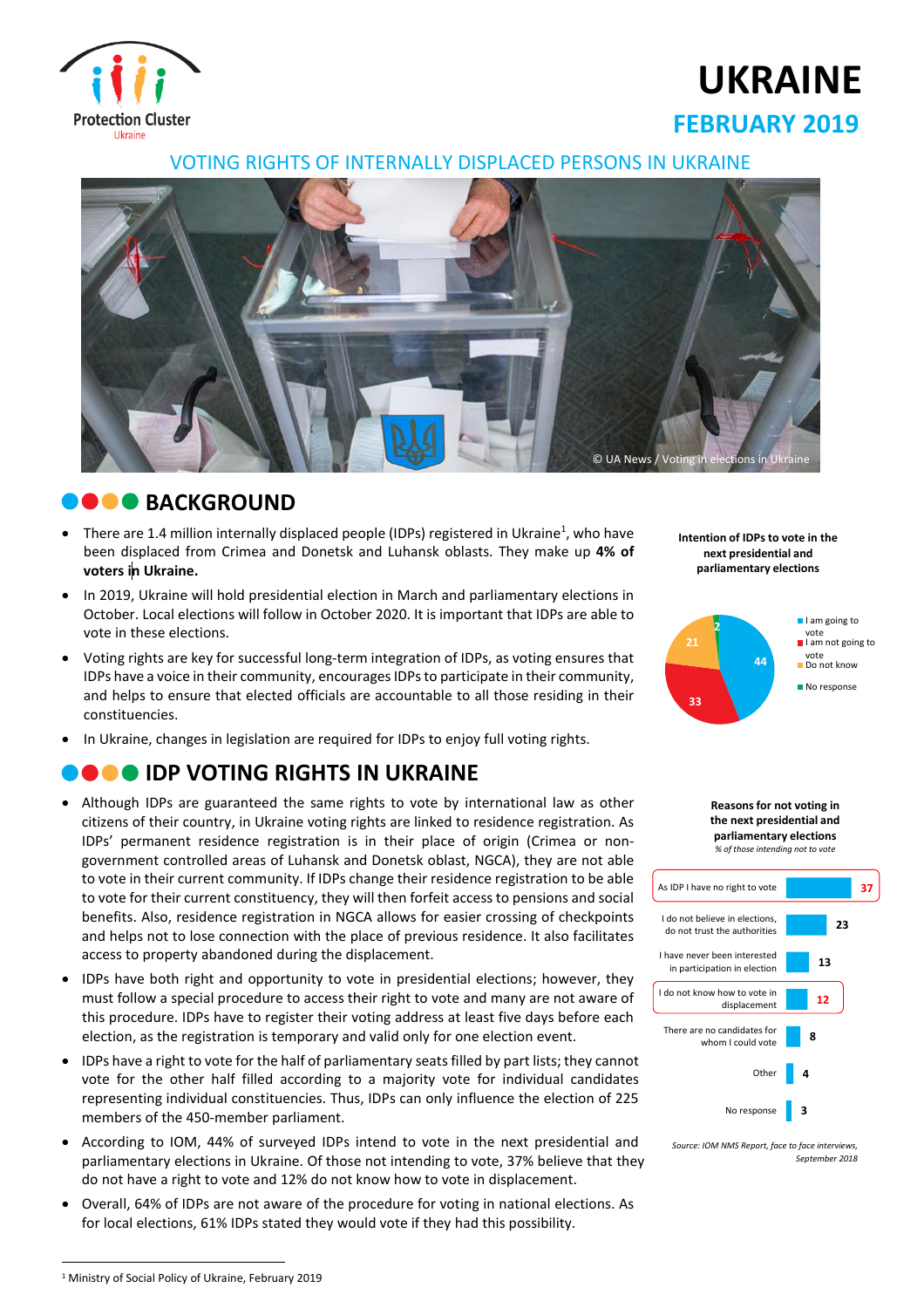Protection Cluster Ukraine

# UKRAINE

## FEBRUARY 2019

## VOTING RIGHTS OF INTERNALLY DISPLACED PERSONS IN UKRAINE

© UA News / Voting in elections in Ukraine

## BACKGROUND

- There are 1.4 million internally displaced people (IDPs) registered in Ukraine[1], who have been displaced from Crimea and Donetsk and Luhansk oblasts. They make up **4% of voters in Ukraine.**
- In 2019, Ukraine will hold presidential election in March and parliamentary elections in October. Local elections will follow in October 2020. It is important that IDPs are able to vote in these elections.
- Voting rights are key for successful long-term integration of IDPs, as voting ensures that IDPs have a voice in their community, encourages IDPs to participate in their community, and helps to ensure that elected officials are accountable to all those residing in their constituencies.
- In Ukraine, changes in legislation are required for IDPs to enjoy full voting rights.

**Intention of IDPs to vote in the next presidential and parliamentary elections**

| Response | % |
|---|---|
| I am going to vote | 44 |
| I am not going to vote | 33 |
| Do not know | 21 |
| No response | 2 |

## IDP VOTING RIGHTS IN UKRAINE

- Although IDPs are guaranteed the same rights to vote by international law as other citizens of their country, in Ukraine voting rights are linked to residence registration. As IDPs' permanent residence registration is in their place of origin (Crimea or non-government controlled areas of Luhansk and Donetsk oblast, NGCA), they are not able to vote in their current community. If IDPs change their residence registration to be able to vote for their current constituency, they will then forfeit access to pensions and social benefits. Also, residence registration in NGCA allows for easier crossing of checkpoints and helps not to lose connection with the place of previous residence. It also facilitates access to property abandoned during the displacement.
- IDPs have both right and opportunity to vote in presidential elections; however, they must follow a special procedure to access their right to vote and many are not aware of this procedure. IDPs have to register their voting address at least five days before each election, as the registration is temporary and valid only for one election event.
- IDPs have a right to vote for the half of parliamentary seats filled by part lists; they cannot vote for the other half filled according to a majority vote for individual candidates representing individual constituencies. Thus, IDPs can only influence the election of 225 members of the 450-member parliament.
- According to IOM, 44% of surveyed IDPs intend to vote in the next presidential and parliamentary elections in Ukraine. Of those not intending to vote, 37% believe that they do not have a right to vote and 12% do not know how to vote in displacement.
- Overall, 64% of IDPs are not aware of the procedure for voting in national elections. As for local elections, 61% IDPs stated they would vote if they had this possibility.

**Reasons for not voting in the next presidential and parliamentary elections**
*% of those intending not to vote*

| Reason | % |
|---|---|
| As IDP I have no right to vote | 37 |
| I do not believe in elections, do not trust the authorities | 23 |
| I have never been interested in participation in election | 13 |
| I do not know how to vote in displacement | 12 |
| There are no candidates for whom I could vote | 8 |
| Other | 4 |
| No response | 3 |

*Source: IOM NMS Report, face to face interviews, September 2018*

[1] Ministry of Social Policy of Ukraine, February 2019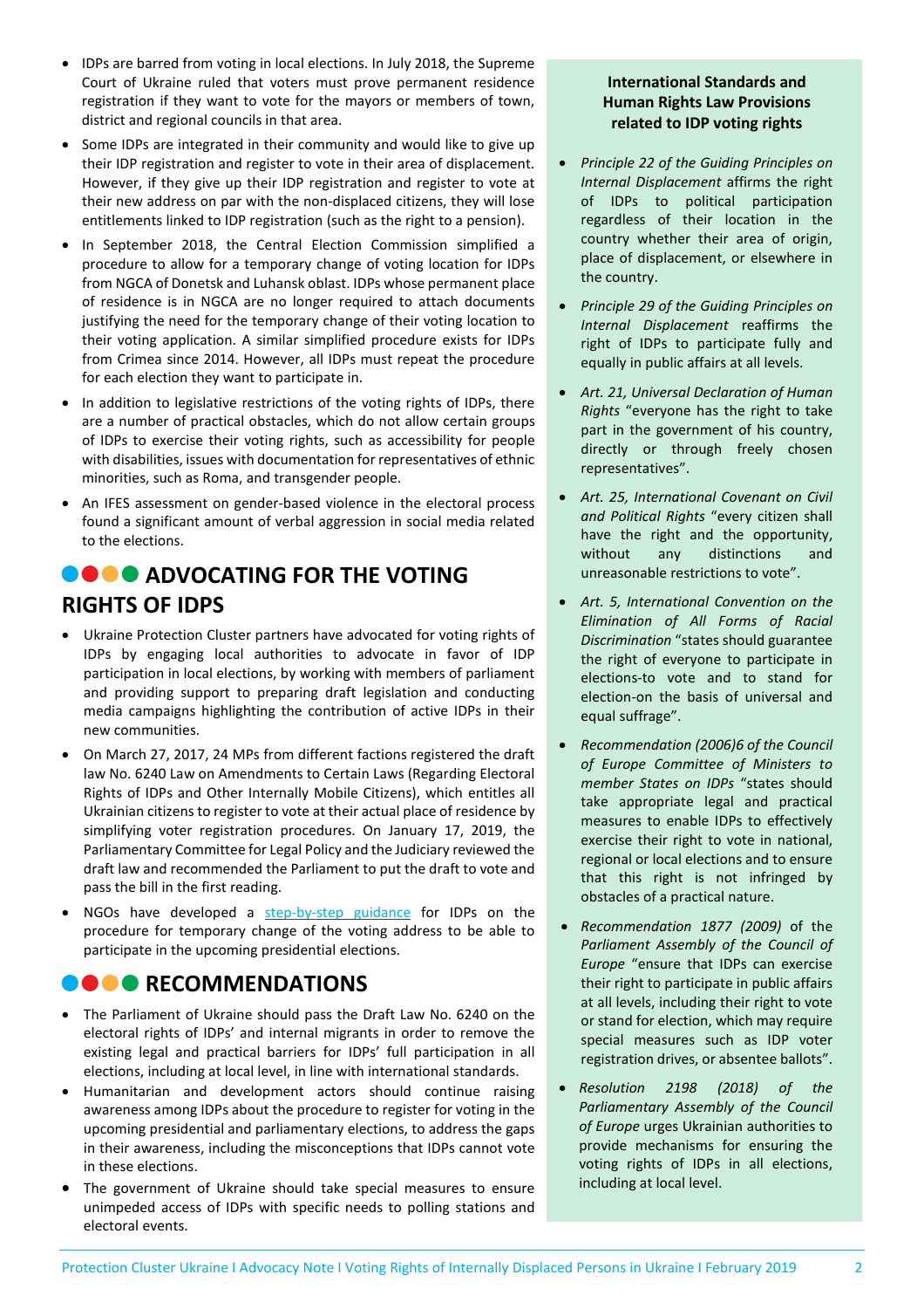- IDPs are barred from voting in local elections. In July 2018, the Supreme Court of Ukraine ruled that voters must prove permanent residence registration if they want to vote for the mayors or members of town, district and regional councils in that area.
- Some IDPs are integrated in their community and would like to give up their IDP registration and register to vote in their area of displacement. However, if they give up their IDP registration and register to vote at their new address on par with the non-displaced citizens, they will lose entitlements linked to IDP registration (such as the right to a pension).
- In September 2018, the Central Election Commission simplified a procedure to allow for a temporary change of voting location for IDPs from NGCA of Donetsk and Luhansk oblast. IDPs whose permanent place of residence is in NGCA are no longer required to attach documents justifying the need for the temporary change of their voting location to their voting application. A similar simplified procedure exists for IDPs from Crimea since 2014. However, all IDPs must repeat the procedure for each election they want to participate in.
- In addition to legislative restrictions of the voting rights of IDPs, there are a number of practical obstacles, which do not allow certain groups of IDPs to exercise their voting rights, such as accessibility for people with disabilities, issues with documentation for representatives of ethnic minorities, such as Roma, and transgender people.
- An IFES assessment on gender-based violence in the electoral process found a significant amount of verbal aggression in social media related to the elections.

## ADVOCATING FOR THE VOTING RIGHTS OF IDPS

- Ukraine Protection Cluster partners have advocated for voting rights of IDPs by engaging local authorities to advocate in favor of IDP participation in local elections, by working with members of parliament and providing support to preparing draft legislation and conducting media campaigns highlighting the contribution of active IDPs in their new communities.
- On March 27, 2017, 24 MPs from different factions registered the draft law No. 6240 Law on Amendments to Certain Laws (Regarding Electoral Rights of IDPs and Other Internally Mobile Citizens), which entitles all Ukrainian citizens to register to vote at their actual place of residence by simplifying voter registration procedures. On January 17, 2019, the Parliamentary Committee for Legal Policy and the Judiciary reviewed the draft law and recommended the Parliament to put the draft to vote and pass the bill in the first reading.
- NGOs have developed a step-by-step guidance for IDPs on the procedure for temporary change of the voting address to be able to participate in the upcoming presidential elections.

## RECOMMENDATIONS

- The Parliament of Ukraine should pass the Draft Law No. 6240 on the electoral rights of IDPs' and internal migrants in order to remove the existing legal and practical barriers for IDPs' full participation in all elections, including at local level, in line with international standards.
- Humanitarian and development actors should continue raising awareness among IDPs about the procedure to register for voting in the upcoming presidential and parliamentary elections, to address the gaps in their awareness, including the misconceptions that IDPs cannot vote in these elections.
- The government of Ukraine should take special measures to ensure unimpeded access of IDPs with specific needs to polling stations and electoral events.

### International Standards and Human Rights Law Provisions related to IDP voting rights

- *Principle 22 of the Guiding Principles on Internal Displacement* affirms the right of IDPs to political participation regardless of their location in the country whether their area of origin, place of displacement, or elsewhere in the country.
- *Principle 29 of the Guiding Principles on Internal Displacement* reaffirms the right of IDPs to participate fully and equally in public affairs at all levels.
- *Art. 21, Universal Declaration of Human Rights* "everyone has the right to take part in the government of his country, directly or through freely chosen representatives".
- *Art. 25, International Covenant on Civil and Political Rights* "every citizen shall have the right and the opportunity, without any distinctions and unreasonable restrictions to vote".
- *Art. 5, International Convention on the Elimination of All Forms of Racial Discrimination* "states should guarantee the right of everyone to participate in elections-to vote and to stand for election-on the basis of universal and equal suffrage".
- *Recommendation (2006)6 of the Council of Europe Committee of Ministers to member States on IDPs* "states should take appropriate legal and practical measures to enable IDPs to effectively exercise their right to vote in national, regional or local elections and to ensure that this right is not infringed by obstacles of a practical nature.
- *Recommendation 1877 (2009)* of the *Parliament Assembly of the Council of Europe* "ensure that IDPs can exercise their right to participate in public affairs at all levels, including their right to vote or stand for election, which may require special measures such as IDP voter registration drives, or absentee ballots".
- *Resolution 2198 (2018) of the Parliamentary Assembly of the Council of Europe* urges Ukrainian authorities to provide mechanisms for ensuring the voting rights of IDPs in all elections, including at local level.